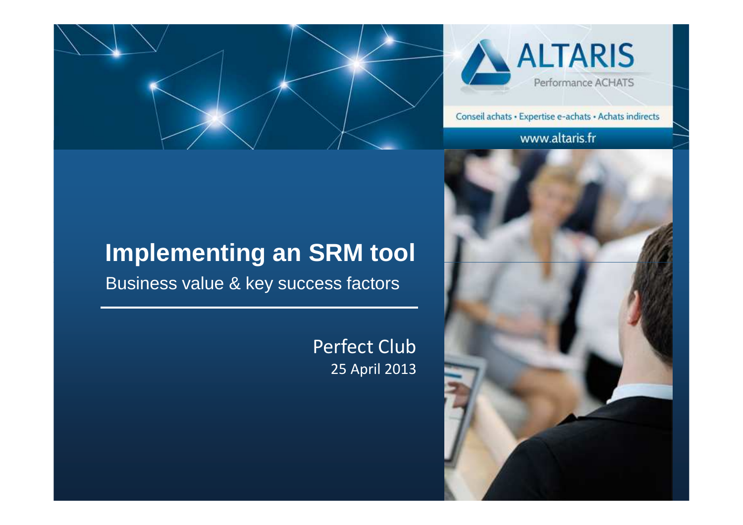ALTARIS

Performance ACHATS

Conseil achats • Expertise e-achats • Achats indirects

www.altaris.fr

# Implementing an SRM tool

Business value & key success factors

Perfect Club

25 April 2013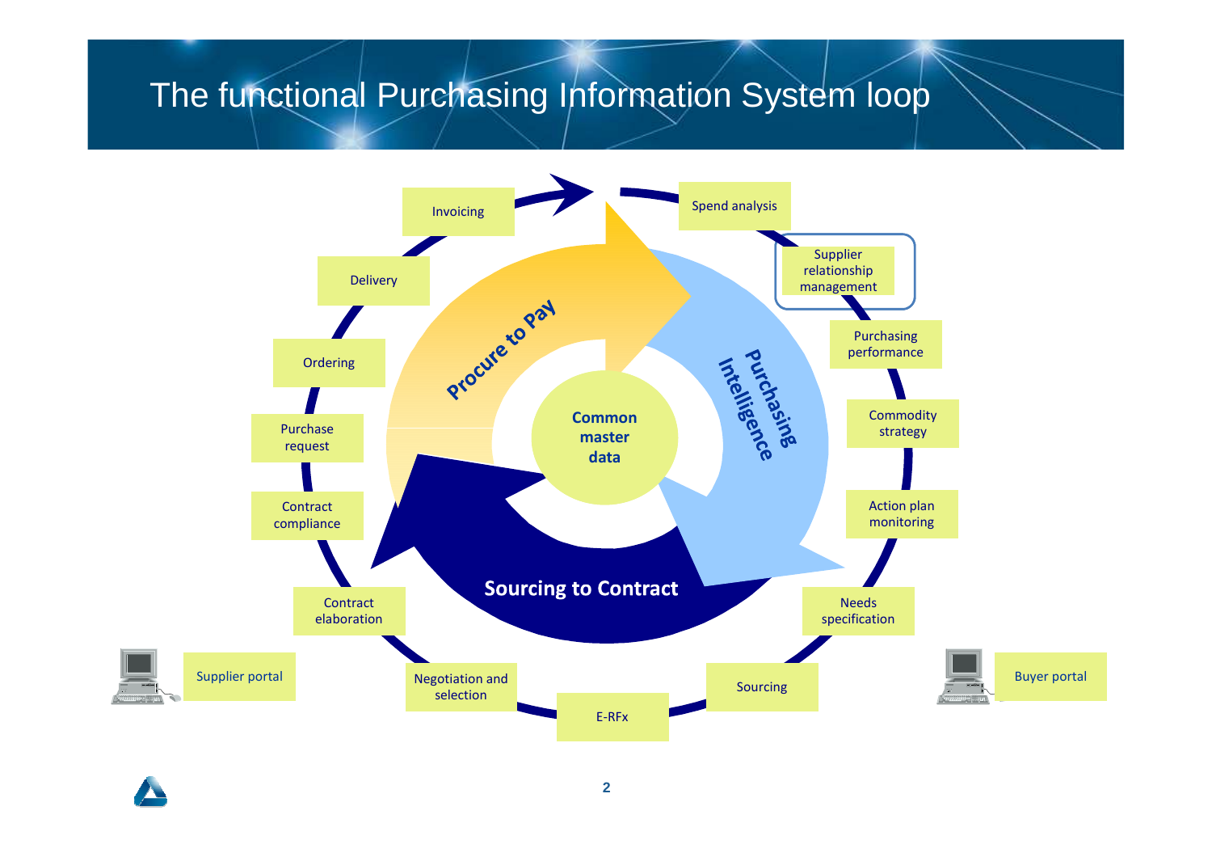# The functional Purchasing Information System loop

**Common master data**

**Procure to Pay**

- Purchase request
- Ordering
- Delivery
- Invoicing

**Purchasing Intelligence**

- Spend analysis
- Supplier relationship management
- Purchasing performance
- Commodity strategy
- Action plan monitoring

**Sourcing to Contract**

- Needs specification
- Sourcing
- E-RFx
- Negotiation and selection
- Contract elaboration
- Contract compliance

Supplier portal

Buyer portal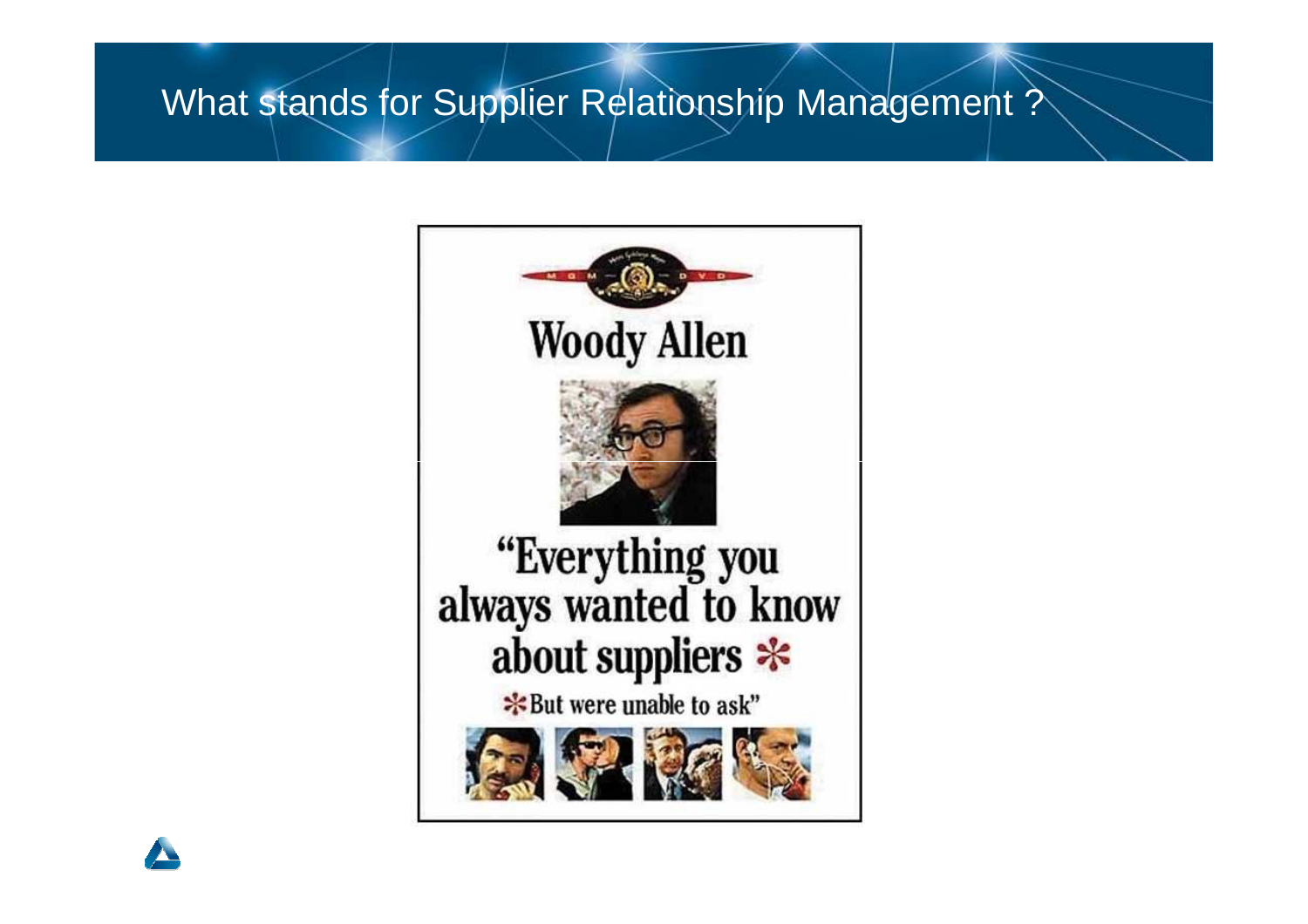# What stands for Supplier Relationship Management ?

Woody Allen

"Everything you always wanted to know about suppliers *

*But were unable to ask"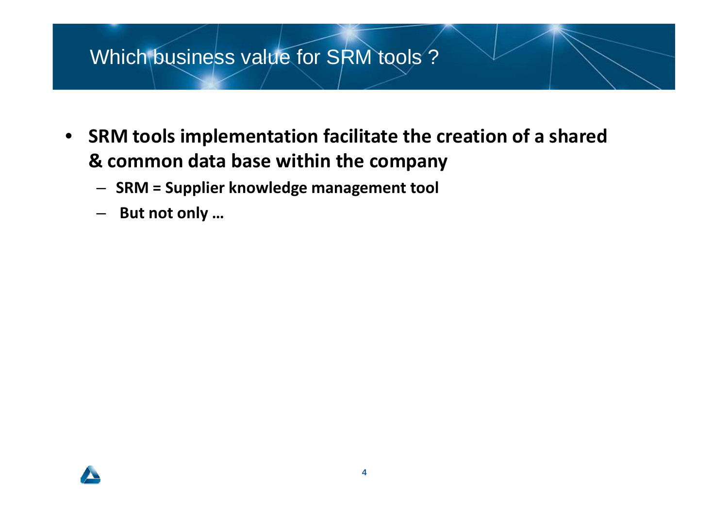# Which business value for SRM tools ?

- **SRM tools implementation facilitate the creation of a shared & common data base within the company**
  - **SRM = Supplier knowledge management tool**
  - **But not only …**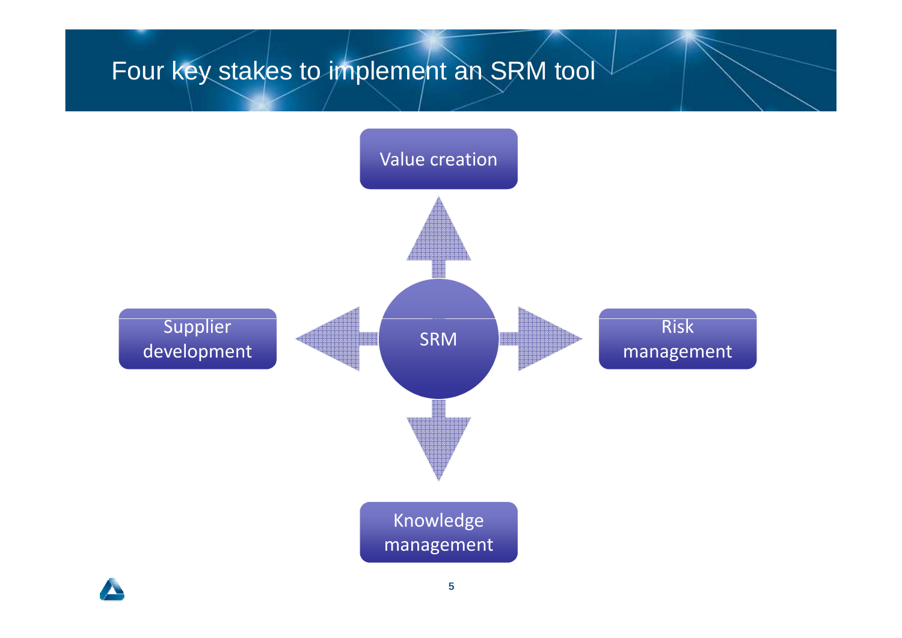# Four key stakes to implement an SRM tool

- SRM
  - Value creation
  - Supplier development
  - Risk management
  - Knowledge management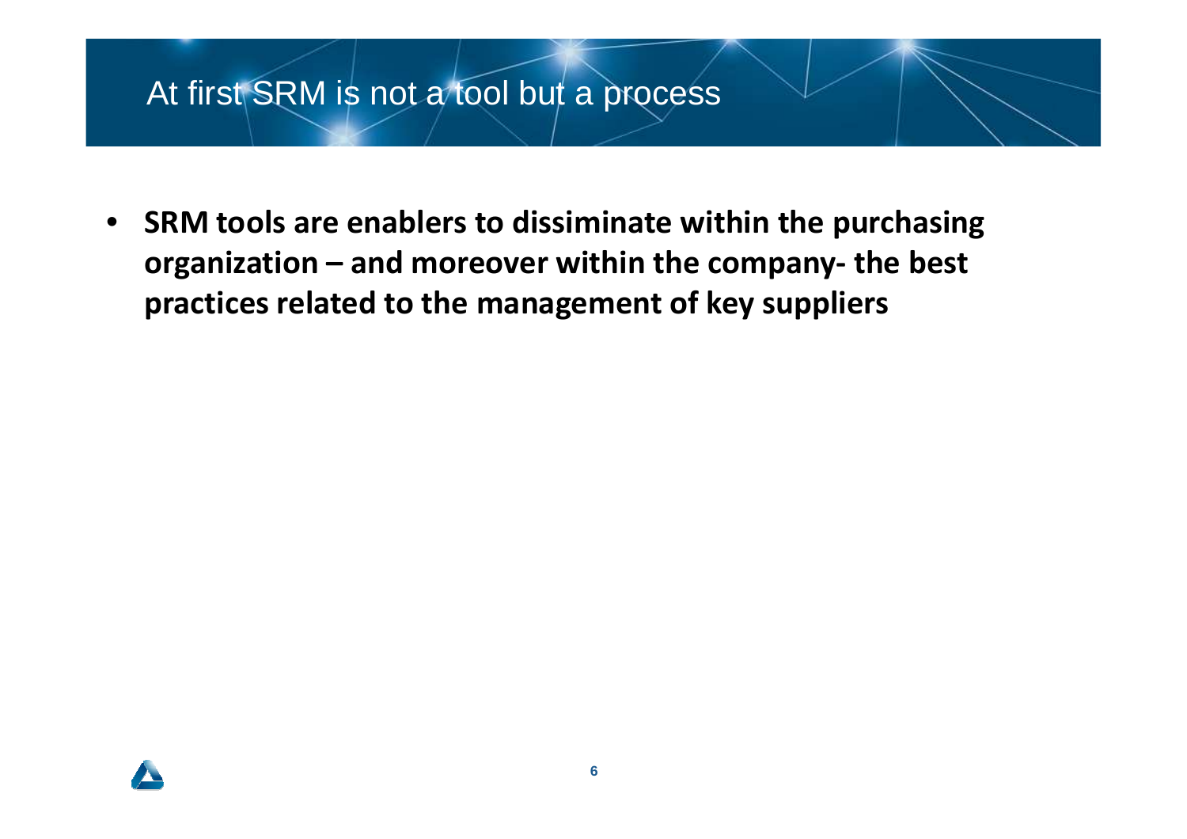# At first SRM is not a tool but a process

- **SRM tools are enablers to dissiminate within the purchasing organization – and moreover within the company- the best practices related to the management of key suppliers**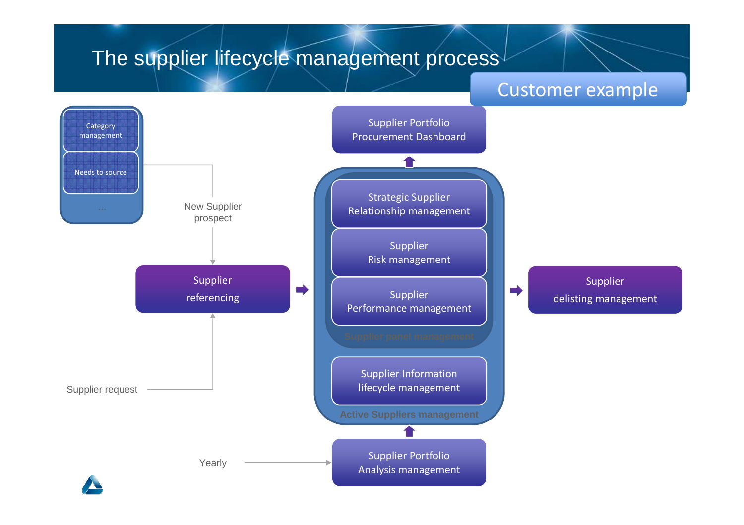# The supplier lifecycle management process

Customer example

- Category management
- Needs to source
- ...

New Supplier prospect

Supplier request

**Supplier referencing**

Supplier Portfolio Procurement Dashboard

**Active Suppliers management**

- **Supplier panel management**
  - Strategic Supplier Relationship management
  - Supplier Risk management
  - Supplier Performance management
- Supplier Information lifecycle management

**Supplier delisting management**

Yearly → Supplier Portfolio Analysis management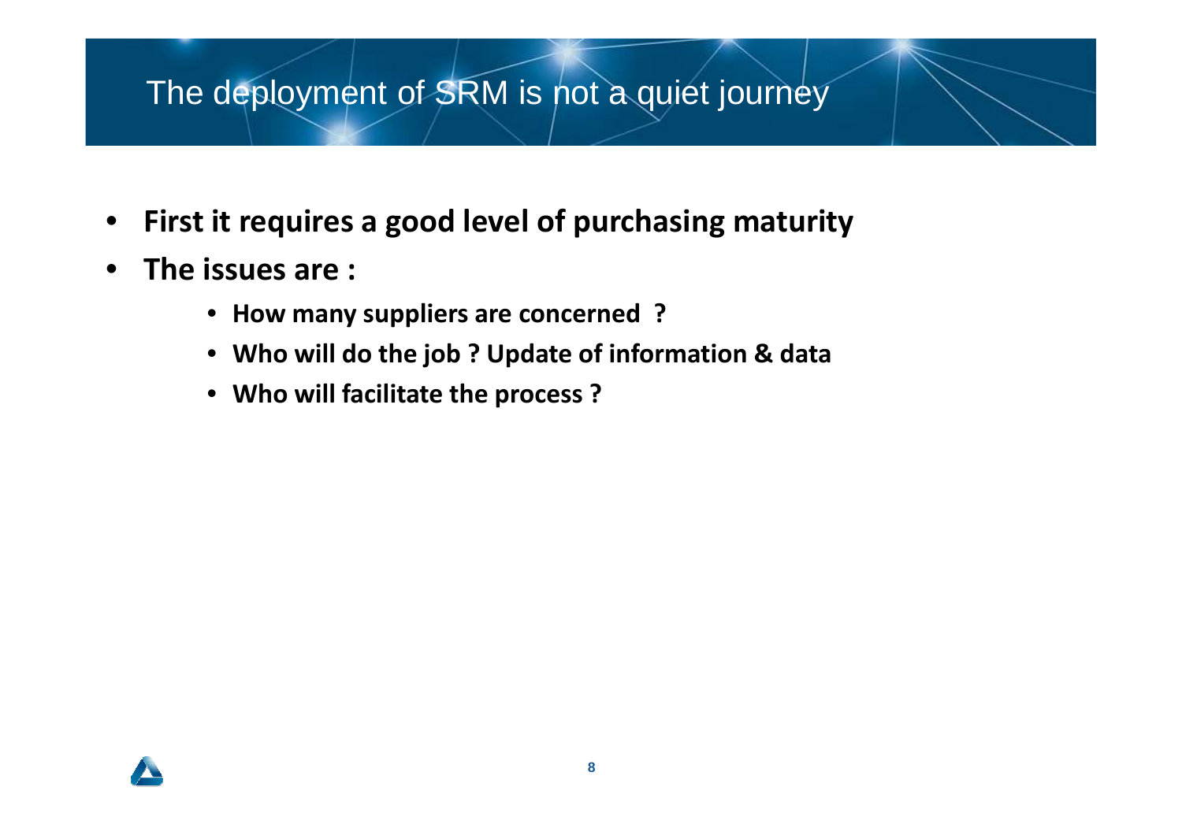# The deployment of SRM is not a quiet journey

- **First it requires a good level of purchasing maturity**
- **The issues are :**
  - **How many suppliers are concerned ?**
  - **Who will do the job ? Update of information & data**
  - **Who will facilitate the process ?**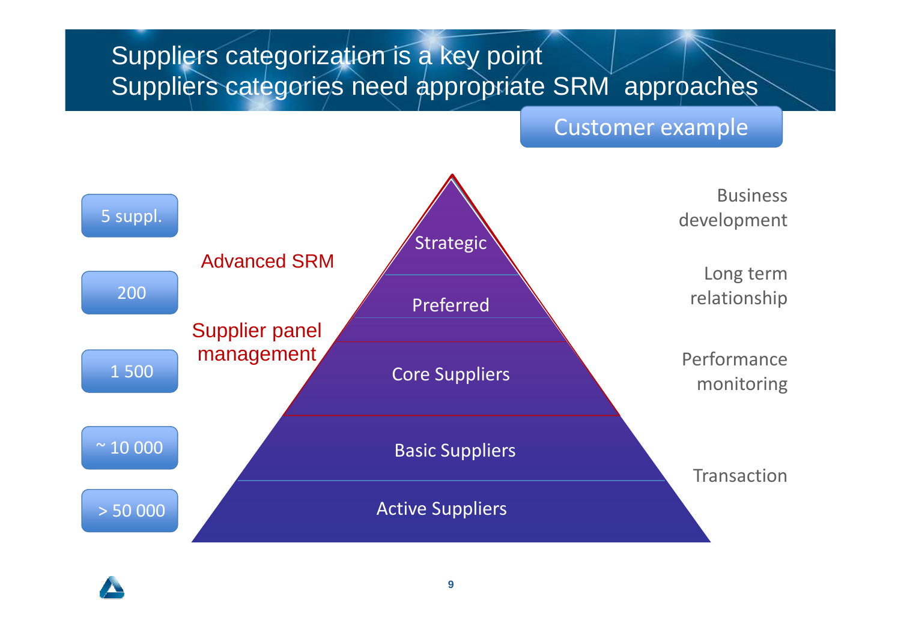# Suppliers categorization is a key point
# Suppliers categories need appropriate SRM approaches

Customer example

| Number of suppliers | Category | SRM approach |
|---|---|---|
| 5 suppl. | Strategic | Business development |
| 200 | Preferred | Long term relationship |
| 1 500 | Core Suppliers | Performance monitoring |
| ~ 10 000 | Basic Suppliers | Transaction |
| > 50 000 | Active Suppliers | |

Advanced SRM

Supplier panel management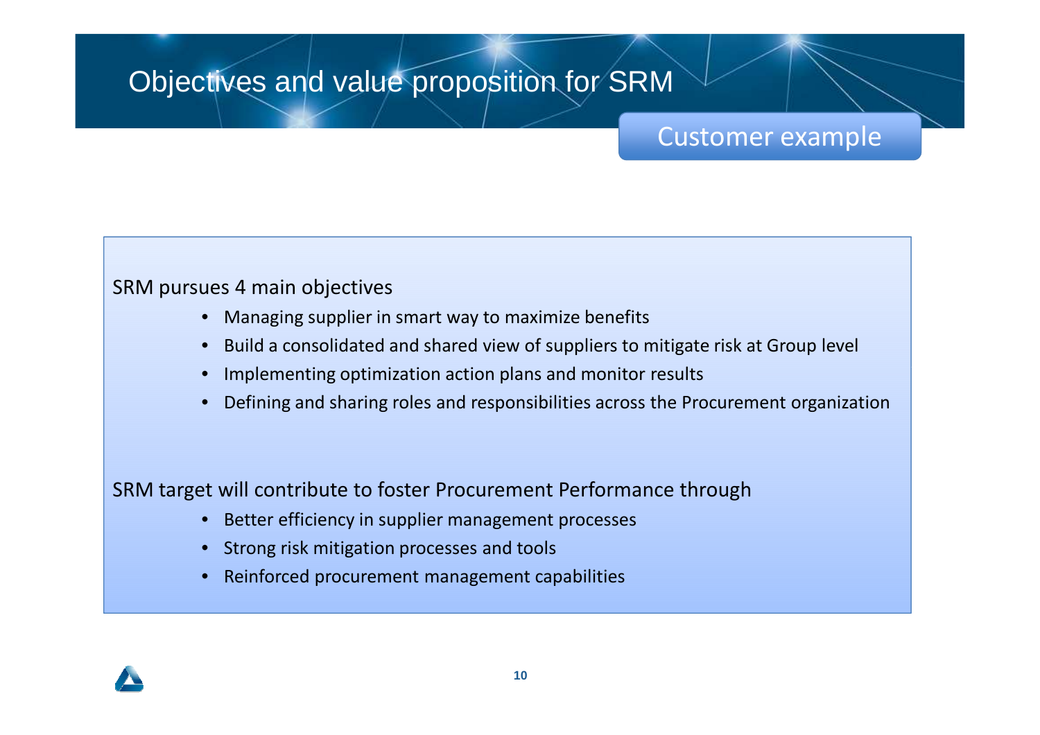# Objectives and value proposition for SRM

Customer example

SRM pursues 4 main objectives

- Managing supplier in smart way to maximize benefits
- Build a consolidated and shared view of suppliers to mitigate risk at Group level
- Implementing optimization action plans and monitor results
- Defining and sharing roles and responsibilities across the Procurement organization

SRM target will contribute to foster Procurement Performance through

- Better efficiency in supplier management processes
- Strong risk mitigation processes and tools
- Reinforced procurement management capabilities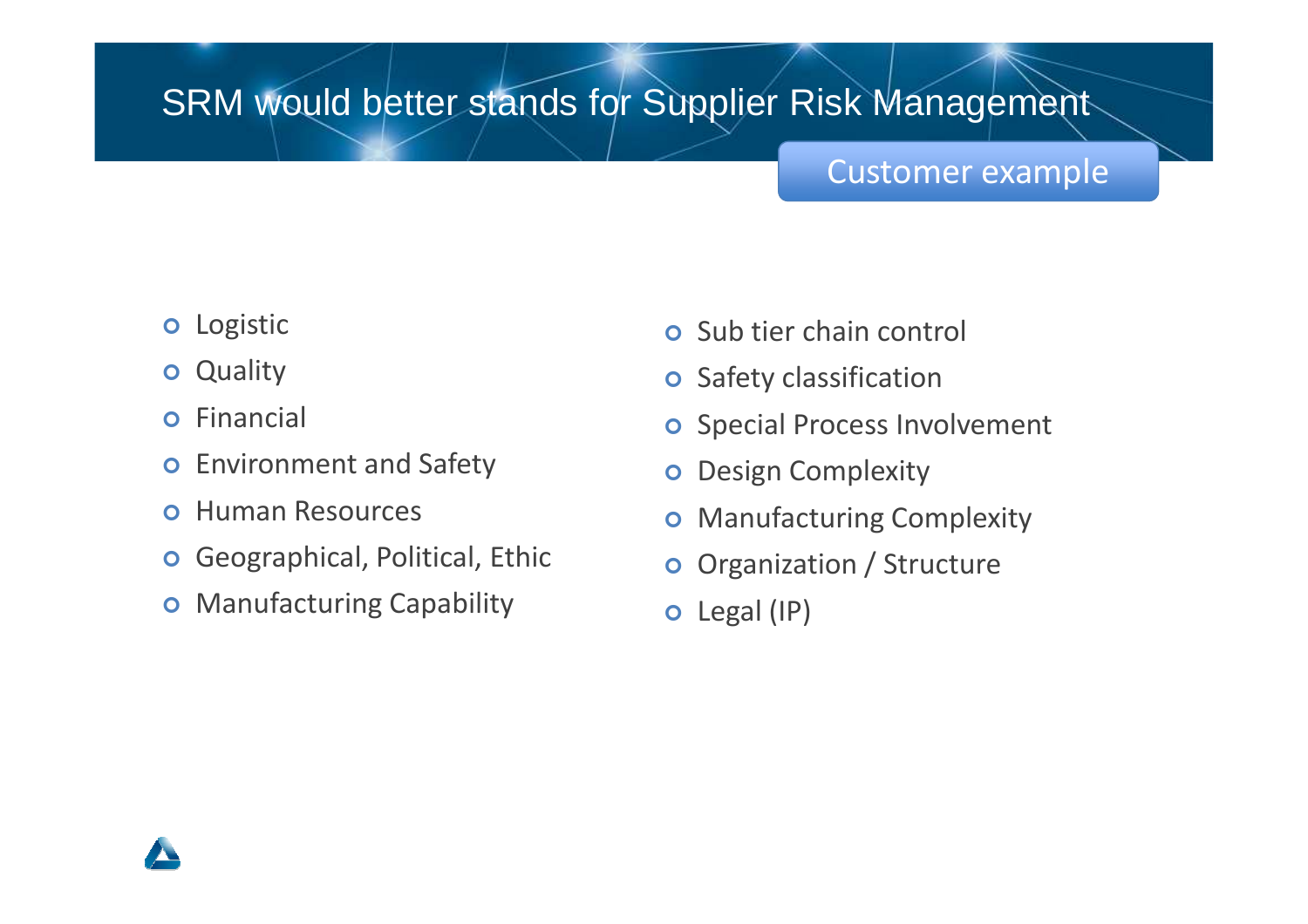# SRM would better stands for Supplier Risk Management

Customer example

- Logistic
- Quality
- Financial
- Environment and Safety
- Human Resources
- Geographical, Political, Ethic
- Manufacturing Capability

- Sub tier chain control
- Safety classification
- Special Process Involvement
- Design Complexity
- Manufacturing Complexity
- Organization / Structure
- Legal (IP)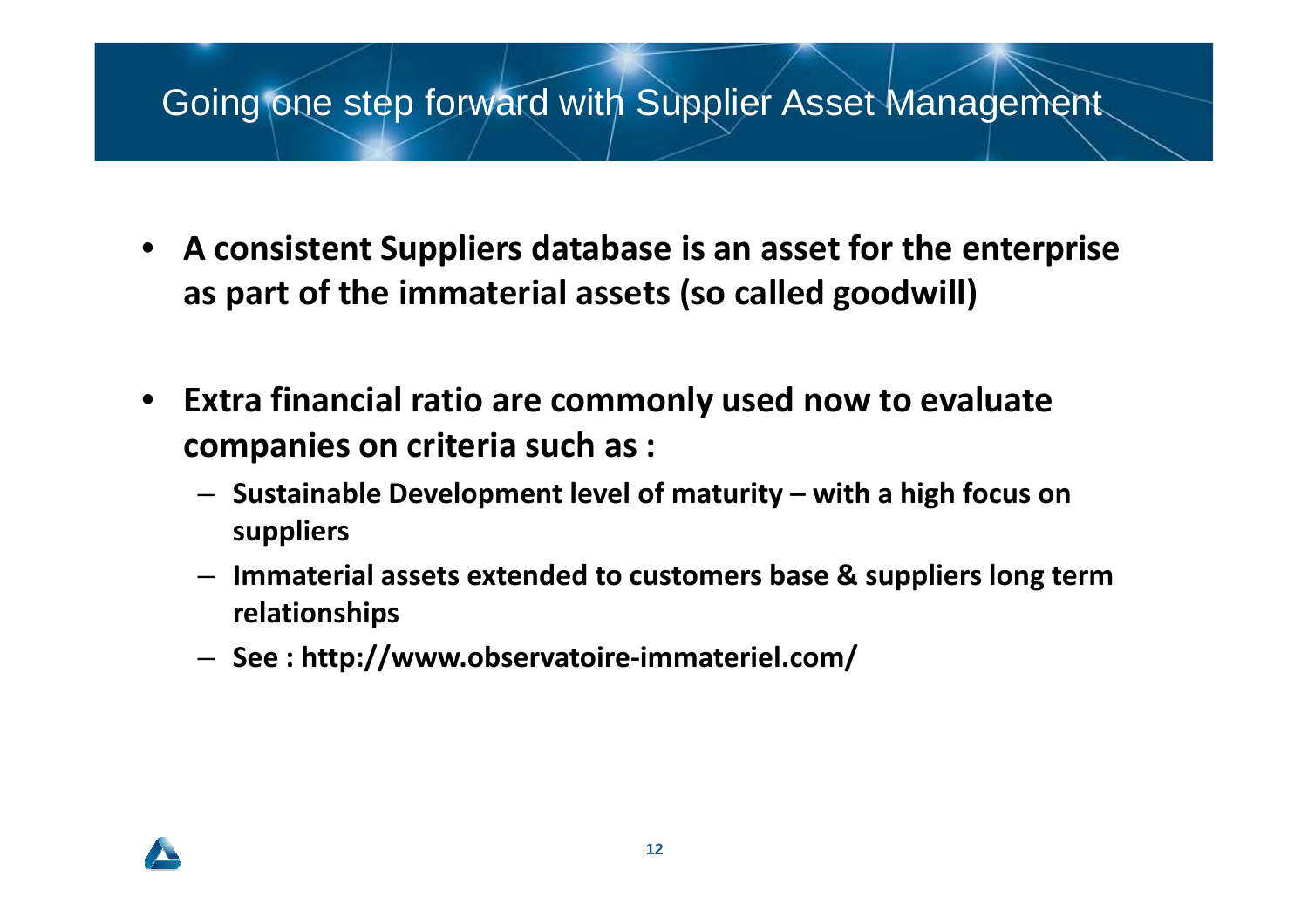# Going one step forward with Supplier Asset Management

- **A consistent Suppliers database is an asset for the enterprise as part of the immaterial assets (so called goodwill)**

- **Extra financial ratio are commonly used now to evaluate companies on criteria such as :**
  - **Sustainable Development level of maturity – with a high focus on suppliers**
  - **Immaterial assets extended to customers base & suppliers long term relationships**
  - **See : http://www.observatoire-immateriel.com/**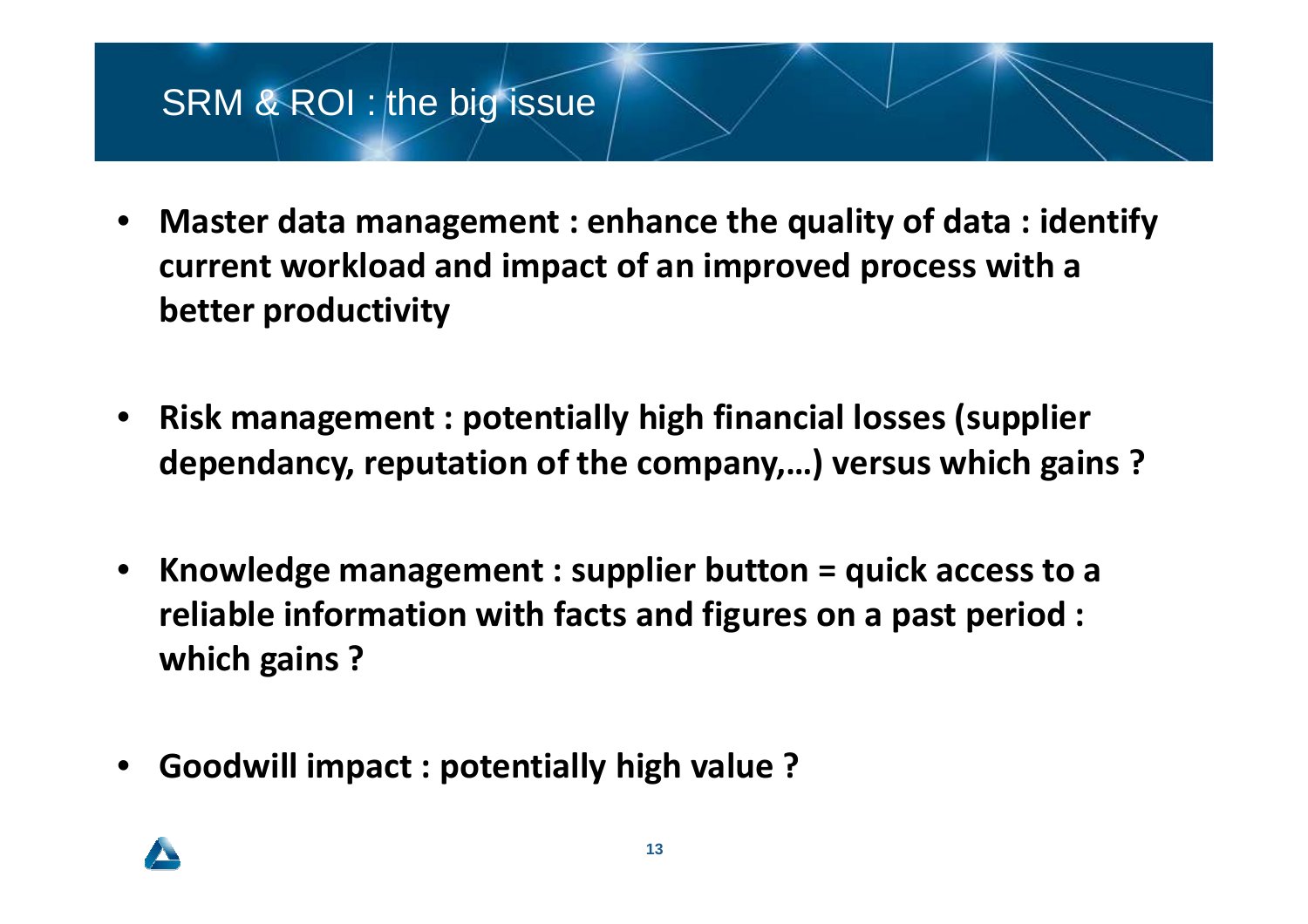# SRM & ROI : the big issue

- **Master data management : enhance the quality of data : identify current workload and impact of an improved process with a better productivity**
- **Risk management : potentially high financial losses (supplier dependancy, reputation of the company,…) versus which gains ?**
- **Knowledge management : supplier button = quick access to a reliable information with facts and figures on a past period : which gains ?**
- **Goodwill impact : potentially high value ?**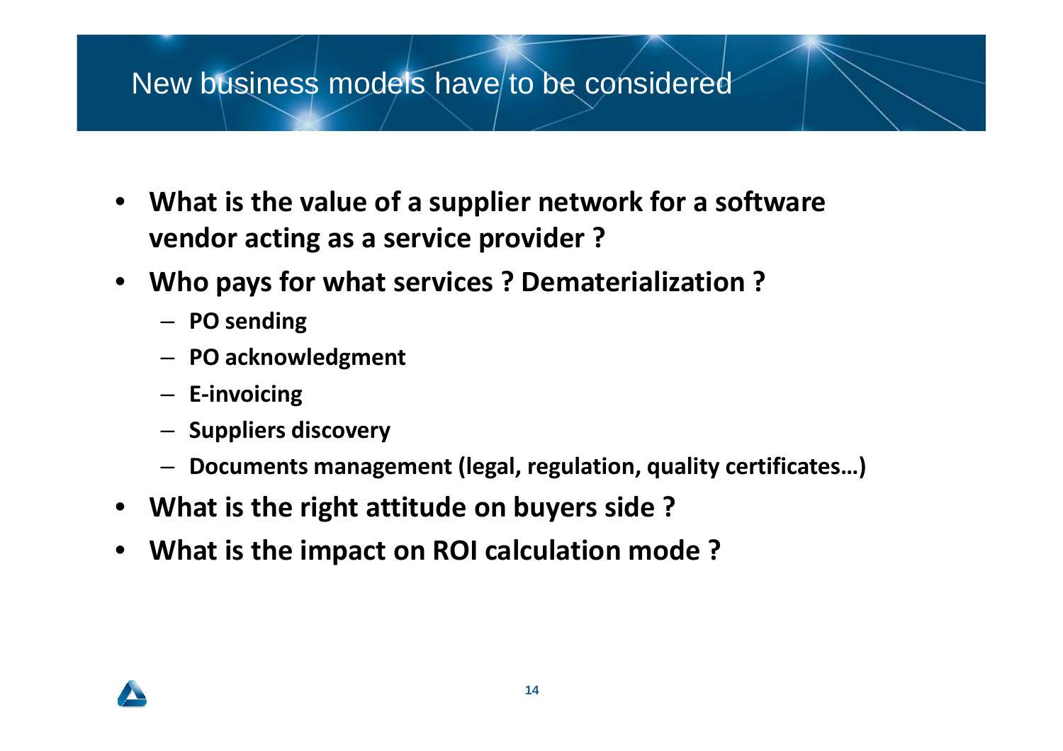# New business models have to be considered

- **What is the value of a supplier network for a software vendor acting as a service provider ?**
- **Who pays for what services ? Dematerialization ?**
  - **PO sending**
  - **PO acknowledgment**
  - **E-invoicing**
  - **Suppliers discovery**
  - **Documents management (legal, regulation, quality certificates…)**
- **What is the right attitude on buyers side ?**
- **What is the impact on ROI calculation mode ?**